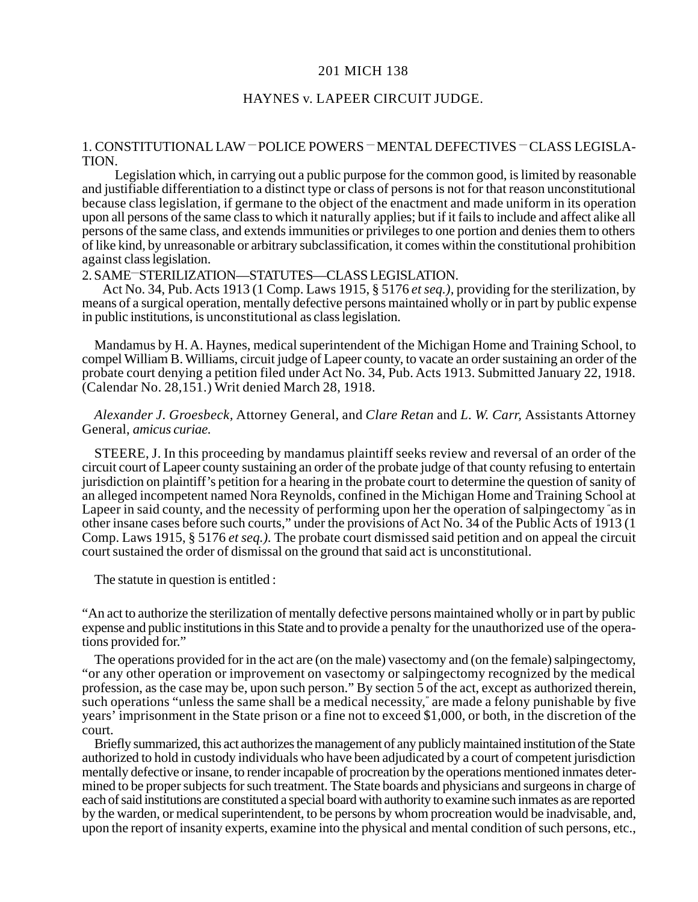201 MICH 138

HAYNES v. LAPEER CIRCUIT JUDGE.

1. CONSTITUTIONAL LAW—POLICE POWERS—MENTAL DEFECTIVES—CLASS LEGISLATION.

Legislation which, in carrying out a public purpose for the common good, is limited by reasonable and justifiable differentiation to a distinct type or class of persons is not for that reason unconstitutional because class legislation, if germane to the object of the enactment and made uniform in its operation upon all persons of the same class to which it naturally applies; but if it fails to include and affect alike all persons of the same class, and extends immunities or privileges to one portion and denies them to others of like kind, by unreasonable or arbitrary subclassification, it comes within the constitutional prohibition against class legislation.

2. SAME—STERILIZATION—STATUTES—CLASS LEGISLATION.

Act No. 34, Pub. Acts 1913 (1 Comp. Laws 1915, § 5176 *et seq.),* providing for the sterilization, by means of a surgical operation, mentally defective persons maintained wholly or in part by public expense in public institutions, is unconstitutional as class legislation.

Mandamus by H. A. Haynes, medical superintendent of the Michigan Home and Training School, to compel William B. Williams, circuit judge of Lapeer county, to vacate an order sustaining an order of the probate court denying a petition filed under Act No. 34, Pub. Acts 1913. Submitted January 22, 1918. (Calendar No. 28,151.) Writ denied March 28, 1918.

*Alexander J. Groesbeck,* Attorney General, and *Clare Retan* and *L. W. Carr,* Assistants Attorney General, *amicus curiae.*

STEERE, J. In this proceeding by mandamus plaintiff seeks review and reversal of an order of the circuit court of Lapeer county sustaining an order of the probate judge of that county refusing to entertain jurisdiction on plaintiff's petition for a hearing in the probate court to determine the question of sanity of an alleged incompetent named Nora Reynolds, confined in the Michigan Home and Training School at Lapeer in said county, and the necessity of performing upon her the operation of salpingectomy "as in other insane cases before such courts," under the provisions of Act No. 34 of the Public Acts of 1913 (1 Comp. Laws 1915, § 5176 *et seq.).* The probate court dismissed said petition and on appeal the circuit court sustained the order of dismissal on the ground that said act is unconstitutional.

The statute in question is entitled :

"An act to authorize the sterilization of mentally defective persons maintained wholly or in part by public expense and public institutions in this State and to provide a penalty for the unauthorized use of the operations provided for."

The operations provided for in the act are (on the male) vasectomy and (on the female) salpingectomy, "or any other operation or improvement on vasectomy or salpingectomy recognized by the medical profession, as the case may be, upon such person." By section 5 of the act, except as authorized therein, such operations "unless the same shall be a medical necessity," are made a felony punishable by five years' imprisonment in the State prison or a fine not to exceed $1,000, or both, in the discretion of the court.

Briefly summarized, this act authorizes the management of any publicly maintained institution of the State authorized to hold in custody individuals who have been adjudicated by a court of competent jurisdiction mentally defective or insane, to render incapable of procreation by the operations mentioned inmates determined to be proper subjects for such treatment. The State boards and physicians and surgeons in charge of each of said institutions are constituted a special board with authority to examine such inmates as are reported by the warden, or medical superintendent, to be persons by whom procreation would be inadvisable, and, upon the report of insanity experts, examine into the physical and mental condition of such persons, etc.,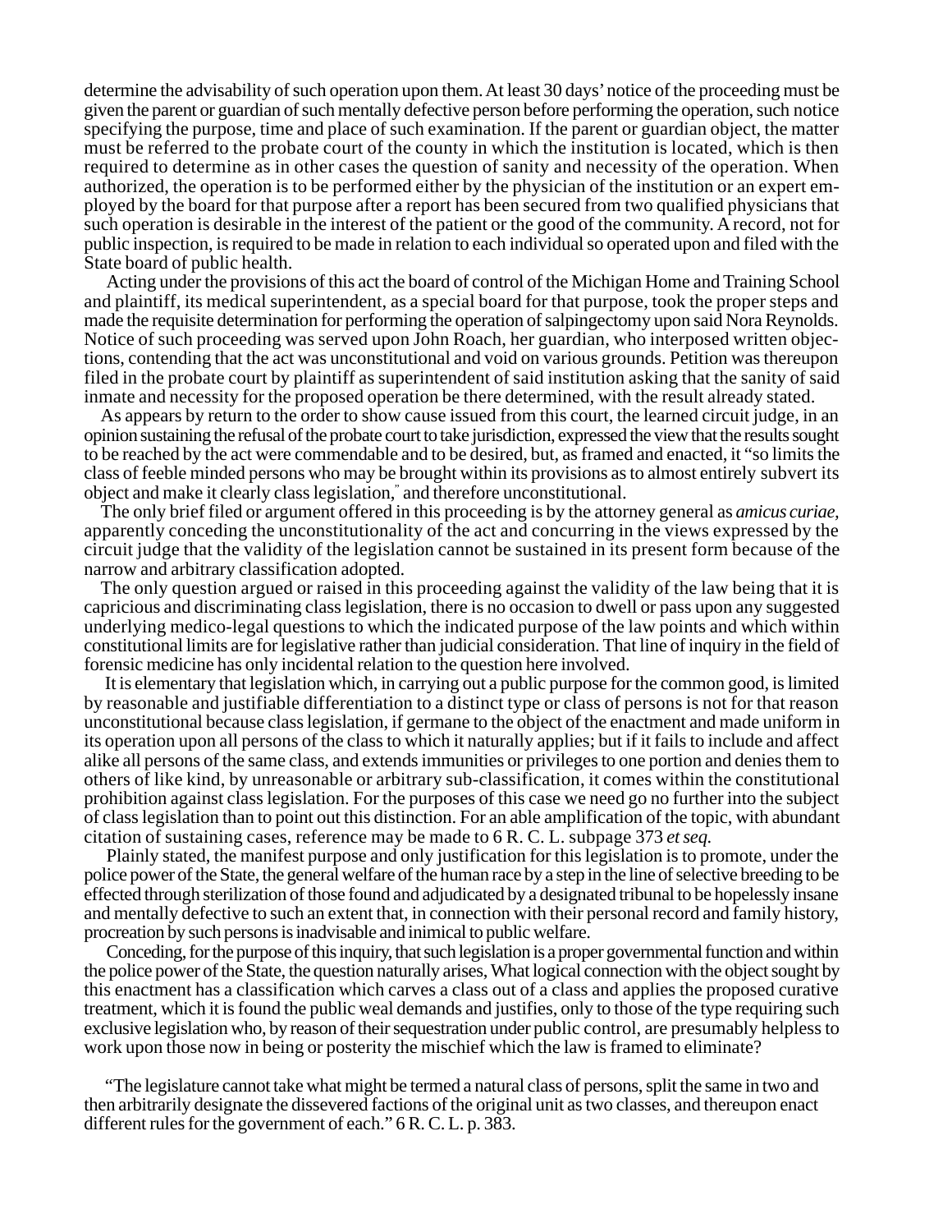determine the advisability of such operation upon them. At least 30 days' notice of the proceeding must be given the parent or guardian of such mentally defective person before performing the operation, such notice specifying the purpose, time and place of such examination. If the parent or guardian object, the matter must be referred to the probate court of the county in which the institution is located, which is then required to determine as in other cases the question of sanity and necessity of the operation. When authorized, the operation is to be performed either by the physician of the institution or an expert employed by the board for that purpose after a report has been secured from two qualified physicians that such operation is desirable in the interest of the patient or the good of the community. A record, not for public inspection, is required to be made in relation to each individual so operated upon and filed with the State board of public health.

Acting under the provisions of this act the board of control of the Michigan Home and Training School and plaintiff, its medical superintendent, as a special board for that purpose, took the proper steps and made the requisite determination for performing the operation of salpingectomy upon said Nora Reynolds. Notice of such proceeding was served upon John Roach, her guardian, who interposed written objections, contending that the act was unconstitutional and void on various grounds. Petition was thereupon filed in the probate court by plaintiff as superintendent of said institution asking that the sanity of said inmate and necessity for the proposed operation be there determined, with the result already stated.

As appears by return to the order to show cause issued from this court, the learned circuit judge, in an opinion sustaining the refusal of the probate court to take jurisdiction, expressed the view that the results sought to be reached by the act were commendable and to be desired, but, as framed and enacted, it "so limits the class of feeble minded persons who may be brought within its provisions as to almost entirely subvert its object and make it clearly class legislation," and therefore unconstitutional.

The only brief filed or argument offered in this proceeding is by the attorney general as *amicus curiae,* apparently conceding the unconstitutionality of the act and concurring in the views expressed by the circuit judge that the validity of the legislation cannot be sustained in its present form because of the narrow and arbitrary classification adopted.

The only question argued or raised in this proceeding against the validity of the law being that it is capricious and discriminating class legislation, there is no occasion to dwell or pass upon any suggested underlying medico-legal questions to which the indicated purpose of the law points and which within constitutional limits are for legislative rather than judicial consideration. That line of inquiry in the field of forensic medicine has only incidental relation to the question here involved.

It is elementary that legislation which, in carrying out a public purpose for the common good, is limited by reasonable and justifiable differentiation to a distinct type or class of persons is not for that reason unconstitutional because class legislation, if germane to the object of the enactment and made uniform in its operation upon all persons of the class to which it naturally applies; but if it fails to include and affect alike all persons of the same class, and extends immunities or privileges to one portion and denies them to others of like kind, by unreasonable or arbitrary sub-classification, it comes within the constitutional prohibition against class legislation. For the purposes of this case we need go no further into the subject of class legislation than to point out this distinction. For an able amplification of the topic, with abundant citation of sustaining cases, reference may be made to 6 R. C. L. subpage 373 *et seq.*

Plainly stated, the manifest purpose and only justification for this legislation is to promote, under the police power of the State, the general welfare of the human race by a step in the line of selective breeding to be effected through sterilization of those found and adjudicated by a designated tribunal to be hopelessly insane and mentally defective to such an extent that, in connection with their personal record and family history, procreation by such persons is inadvisable and inimical to public welfare.

Conceding, for the purpose of this inquiry, that such legislation is a proper governmental function and within the police power of the State, the question naturally arises, What logical connection with the object sought by this enactment has a classification which carves a class out of a class and applies the proposed curative treatment, which it is found the public weal demands and justifies, only to those of the type requiring such exclusive legislation who, by reason of their sequestration under public control, are presumably helpless to work upon those now in being or posterity the mischief which the law is framed to eliminate?

"The legislature cannot take what might be termed a natural class of persons, split the same in two and then arbitrarily designate the dissevered factions of the original unit as two classes, and thereupon enact different rules for the government of each." 6 R. C. L. p. 383.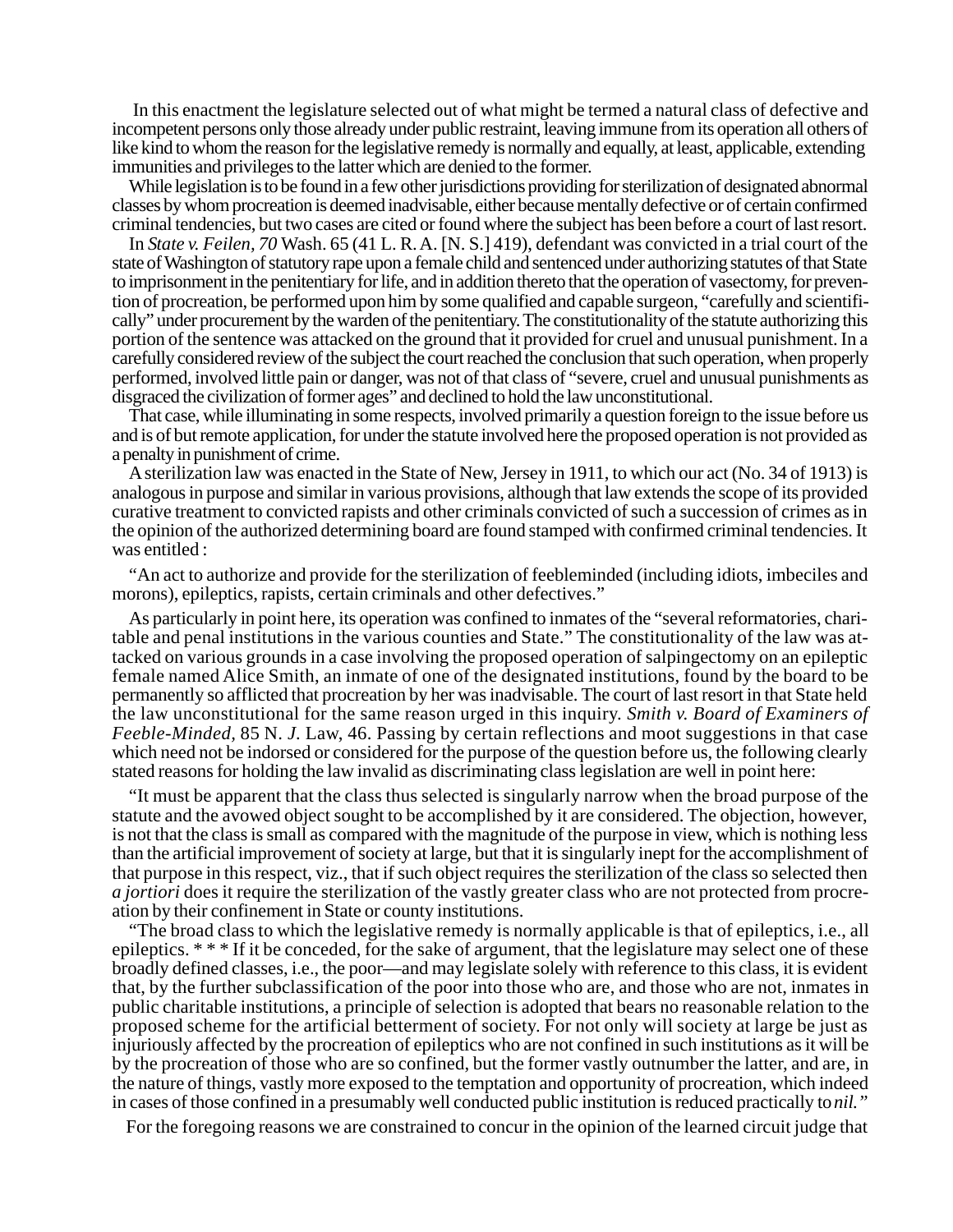In this enactment the legislature selected out of what might be termed a natural class of defective and incompetent persons only those already under public restraint, leaving immune from its operation all others of like kind to whom the reason for the legislative remedy is normally and equally, at least, applicable, extending immunities and privileges to the latter which are denied to the former.

While legislation is to be found in a few other jurisdictions providing for sterilization of designated abnormal classes by whom procreation is deemed inadvisable, either because mentally defective or of certain confirmed criminal tendencies, but two cases are cited or found where the subject has been before a court of last resort.

In *State v. Feilen, 70* Wash. 65 (41 L. R. A. [N. S.] 419), defendant was convicted in a trial court of the state of Washington of statutory rape upon a female child and sentenced under authorizing statutes of that State to imprisonment in the penitentiary for life, and in addition thereto that the operation of vasectomy, for prevention of procreation, be performed upon him by some qualified and capable surgeon, "carefully and scientifically" under procurement by the warden of the penitentiary. The constitutionality of the statute authorizing this portion of the sentence was attacked on the ground that it provided for cruel and unusual punishment. In a carefully considered review of the subject the court reached the conclusion that such operation, when properly performed, involved little pain or danger, was not of that class of "severe, cruel and unusual punishments as disgraced the civilization of former ages" and declined to hold the law unconstitutional.

That case, while illuminating in some respects, involved primarily a question foreign to the issue before us and is of but remote application, for under the statute involved here the proposed operation is not provided as a penalty in punishment of crime.

A sterilization law was enacted in the State of New, Jersey in 1911, to which our act (No. 34 of 1913) is analogous in purpose and similar in various provisions, although that law extends the scope of its provided curative treatment to convicted rapists and other criminals convicted of such a succession of crimes as in the opinion of the authorized determining board are found stamped with confirmed criminal tendencies. It was entitled :

"An act to authorize and provide for the sterilization of feebleminded (including idiots, imbeciles and morons), epileptics, rapists, certain criminals and other defectives."

As particularly in point here, its operation was confined to inmates of the "several reformatories, charitable and penal institutions in the various counties and State." The constitutionality of the law was attacked on various grounds in a case involving the proposed operation of salpingectomy on an epileptic female named Alice Smith, an inmate of one of the designated institutions, found by the board to be permanently so afflicted that procreation by her was inadvisable. The court of last resort in that State held the law unconstitutional for the same reason urged in this inquiry. *Smith v. Board of Examiners of Feeble-Minded,* 85 N. *J.* Law, 46. Passing by certain reflections and moot suggestions in that case which need not be indorsed or considered for the purpose of the question before us, the following clearly stated reasons for holding the law invalid as discriminating class legislation are well in point here:

"It must be apparent that the class thus selected is singularly narrow when the broad purpose of the statute and the avowed object sought to be accomplished by it are considered. The objection, however, is not that the class is small as compared with the magnitude of the purpose in view, which is nothing less than the artificial improvement of society at large, but that it is singularly inept for the accomplishment of that purpose in this respect, viz., that if such object requires the sterilization of the class so selected then *a jortiori* does it require the sterilization of the vastly greater class who are not protected from procreation by their confinement in State or county institutions.

"The broad class to which the legislative remedy is normally applicable is that of epileptics, i.e., all epileptics. * * * If it be conceded, for the sake of argument, that the legislature may select one of these broadly defined classes, i.e., the poor—and may legislate solely with reference to this class, it is evident that, by the further subclassification of the poor into those who are, and those who are not, inmates in public charitable institutions, a principle of selection is adopted that bears no reasonable relation to the proposed scheme for the artificial betterment of society. For not only will society at large be just as injuriously affected by the procreation of epileptics who are not confined in such institutions as it will be by the procreation of those who are so confined, but the former vastly outnumber the latter, and are, in the nature of things, vastly more exposed to the temptation and opportunity of procreation, which indeed in cases of those confined in a presumably well conducted public institution is reduced practically to *nil."*

For the foregoing reasons we are constrained to concur in the opinion of the learned circuit judge that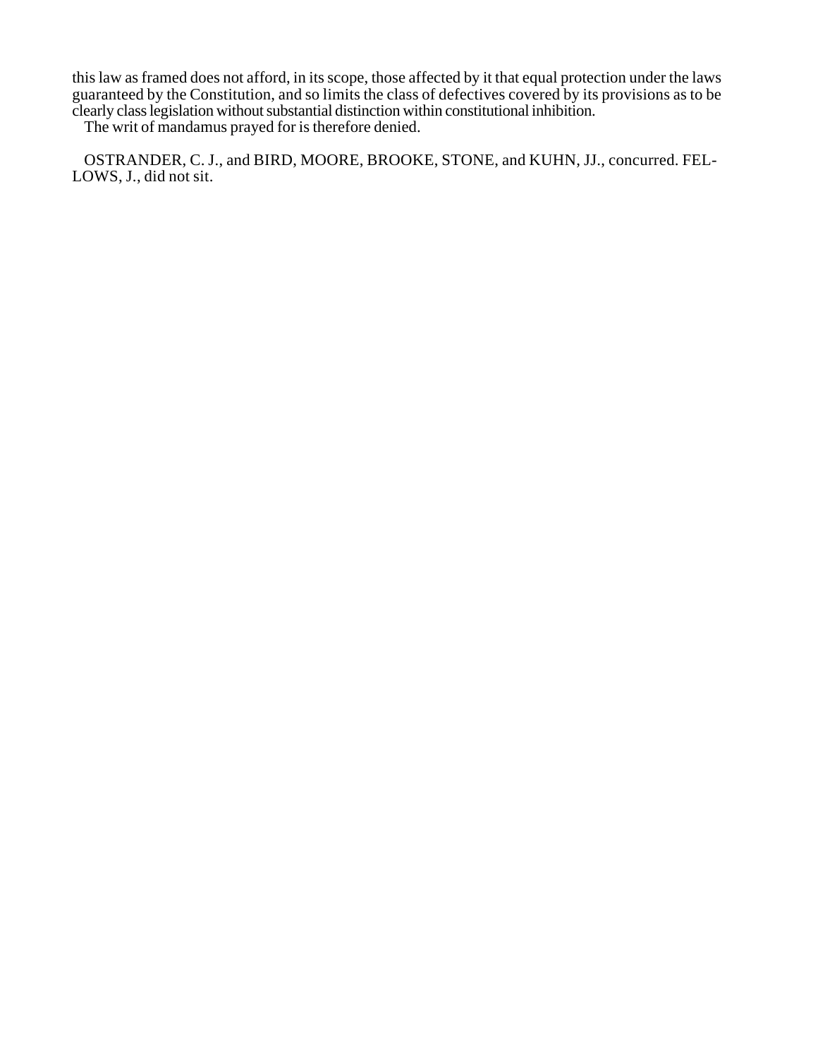this law as framed does not afford, in its scope, those affected by it that equal protection under the laws guaranteed by the Constitution, and so limits the class of defectives covered by its provisions as to be clearly class legislation without substantial distinction within constitutional inhibition.

The writ of mandamus prayed for is therefore denied.

OSTRANDER, C. J., and BIRD, MOORE, BROOKE, STONE, and KUHN, JJ., concurred. FELLOWS, J., did not sit.